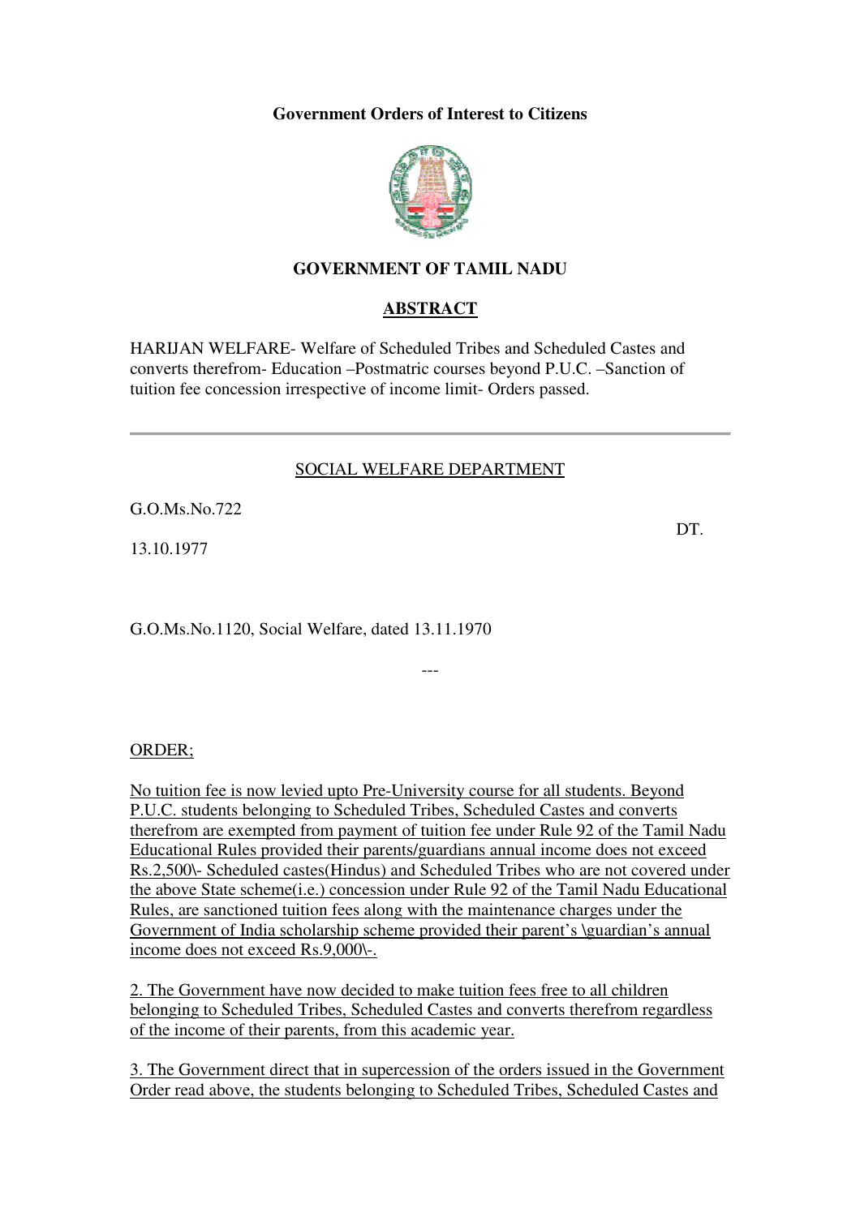**Government Orders of Interest to Citizens**

**GOVERNMENT OF TAMIL NADU**

**ABSTRACT**

HARIJAN WELFARE- Welfare of Scheduled Tribes and Scheduled Castes and converts therefrom- Education –Postmatric courses beyond P.U.C. –Sanction of tuition fee concession irrespective of income limit- Orders passed.

---

SOCIAL WELFARE DEPARTMENT

G.O.Ms.No.722 DT.

13.10.1977

G.O.Ms.No.1120, Social Welfare, dated 13.11.1970

---

ORDER;

No tuition fee is now levied upto Pre-University course for all students. Beyond P.U.C. students belonging to Scheduled Tribes, Scheduled Castes and converts therefrom are exempted from payment of tuition fee under Rule 92 of the Tamil Nadu Educational Rules provided their parents/guardians annual income does not exceed Rs.2,500\- Scheduled castes(Hindus) and Scheduled Tribes who are not covered under the above State scheme(i.e.) concession under Rule 92 of the Tamil Nadu Educational Rules, are sanctioned tuition fees along with the maintenance charges under the Government of India scholarship scheme provided their parent's \guardian's annual income does not exceed Rs.9,000\-.

2. The Government have now decided to make tuition fees free to all children belonging to Scheduled Tribes, Scheduled Castes and converts therefrom regardless of the income of their parents, from this academic year.

3. The Government direct that in supercession of the orders issued in the Government Order read above, the students belonging to Scheduled Tribes, Scheduled Castes and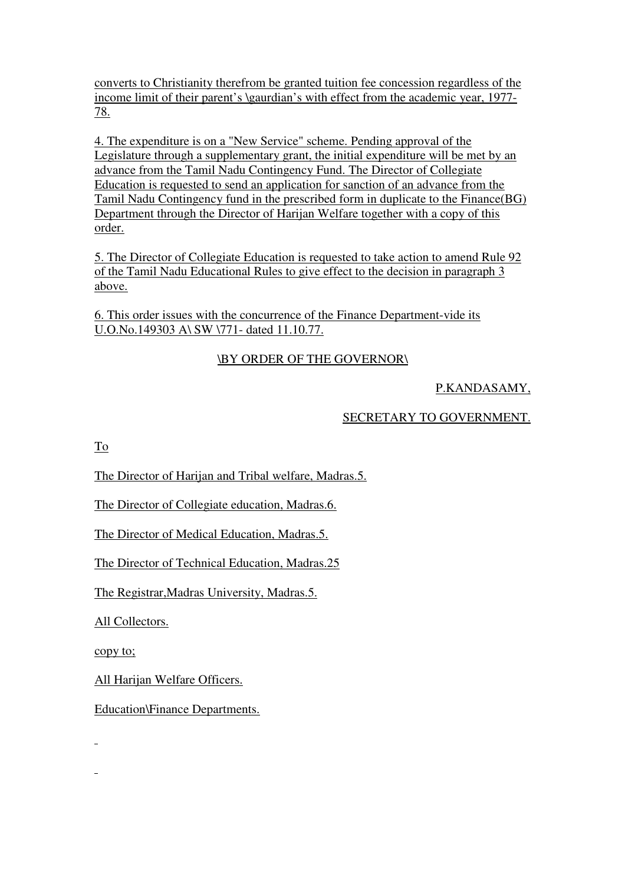converts to Christianity therefrom be granted tuition fee concession regardless of the income limit of their parent's \gaurdian's with effect from the academic year, 1977-78.

4. The expenditure is on a "New Service" scheme. Pending approval of the Legislature through a supplementary grant, the initial expenditure will be met by an advance from the Tamil Nadu Contingency Fund. The Director of Collegiate Education is requested to send an application for sanction of an advance from the Tamil Nadu Contingency fund in the prescribed form in duplicate to the Finance(BG) Department through the Director of Harijan Welfare together with a copy of this order.

5. The Director of Collegiate Education is requested to take action to amend Rule 92 of the Tamil Nadu Educational Rules to give effect to the decision in paragraph 3 above.

6. This order issues with the concurrence of the Finance Department-vide its U.O.No.149303 A\ SW \771- dated 11.10.77.

\BY ORDER OF THE GOVERNOR\

P.KANDASAMY,

SECRETARY TO GOVERNMENT.

To

The Director of Harijan and Tribal welfare, Madras.5.

The Director of Collegiate education, Madras.6.

The Director of Medical Education, Madras.5.

The Director of Technical Education, Madras.25

The Registrar,Madras University, Madras.5.

All Collectors.

copy to;

All Harijan Welfare Officers.

Education\Finance Departments.